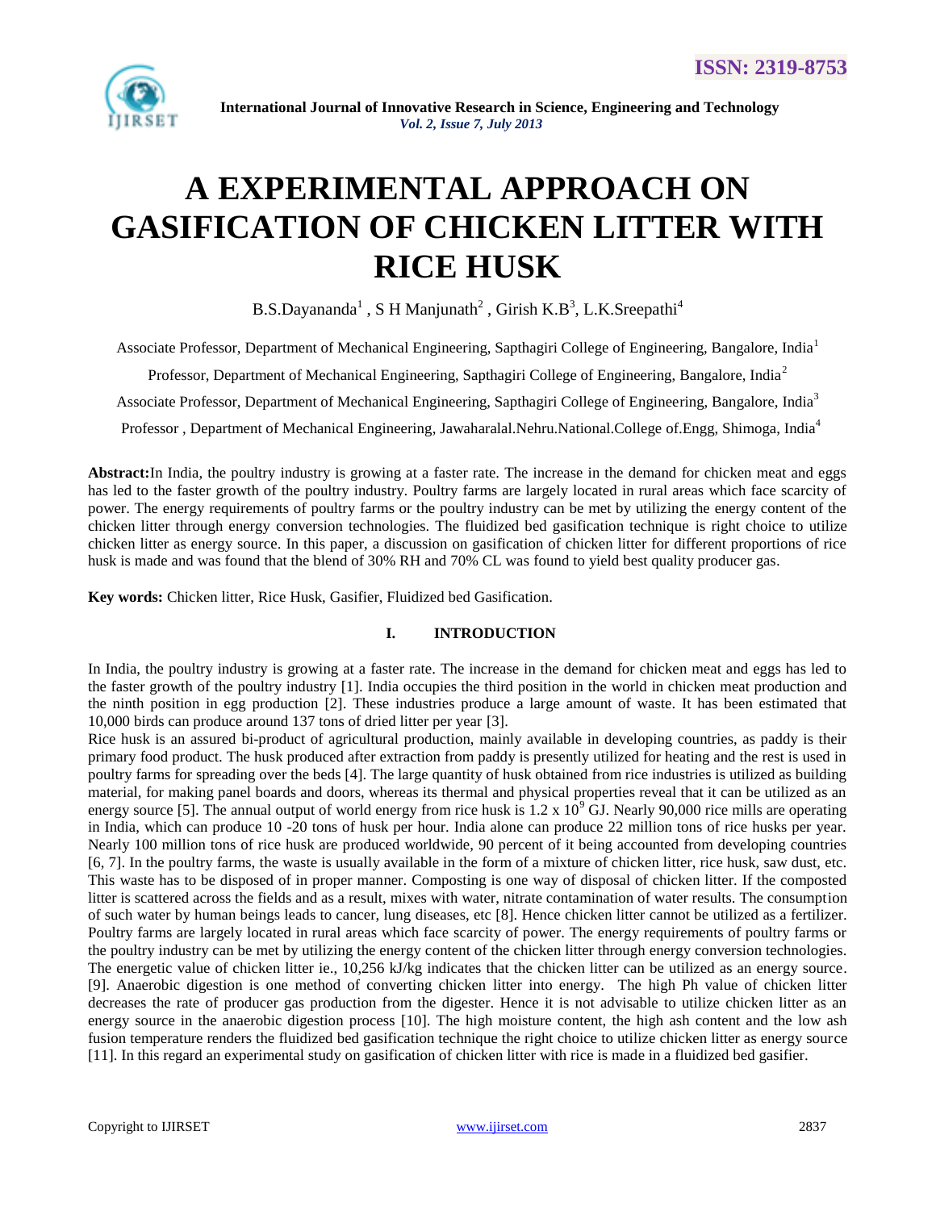# A EXPERIMENTAL APPROACH ON GASIFICATION OF CHICKEN LITTER WITH RICE HUSK

B.S.Dayananda[1] , S H Manjunath[2] , Girish K.B[3], L.K.Sreepathi[4]

Associate Professor, Department of Mechanical Engineering, Sapthagiri College of Engineering, Bangalore, India[1]

Professor, Department of Mechanical Engineering, Sapthagiri College of Engineering, Bangalore, India[2]

Associate Professor, Department of Mechanical Engineering, Sapthagiri College of Engineering, Bangalore, India[3]

Professor , Department of Mechanical Engineering, Jawaharalal.Nehru.National.College of.Engg, Shimoga, India[4]

**Abstract:**In India, the poultry industry is growing at a faster rate. The increase in the demand for chicken meat and eggs has led to the faster growth of the poultry industry. Poultry farms are largely located in rural areas which face scarcity of power. The energy requirements of poultry farms or the poultry industry can be met by utilizing the energy content of the chicken litter through energy conversion technologies. The fluidized bed gasification technique is right choice to utilize chicken litter as energy source. In this paper, a discussion on gasification of chicken litter for different proportions of rice husk is made and was found that the blend of 30% RH and 70% CL was found to yield best quality producer gas.

**Key words:** Chicken litter, Rice Husk, Gasifier, Fluidized bed Gasification.

## I. INTRODUCTION

In India, the poultry industry is growing at a faster rate. The increase in the demand for chicken meat and eggs has led to the faster growth of the poultry industry [1]. India occupies the third position in the world in chicken meat production and the ninth position in egg production [2]. These industries produce a large amount of waste. It has been estimated that 10,000 birds can produce around 137 tons of dried litter per year [3].

Rice husk is an assured bi-product of agricultural production, mainly available in developing countries, as paddy is their primary food product. The husk produced after extraction from paddy is presently utilized for heating and the rest is used in poultry farms for spreading over the beds [4]. The large quantity of husk obtained from rice industries is utilized as building material, for making panel boards and doors, whereas its thermal and physical properties reveal that it can be utilized as an energy source [5]. The annual output of world energy from rice husk is 1.2 x $10^9$ GJ. Nearly 90,000 rice mills are operating in India, which can produce 10 -20 tons of husk per hour. India alone can produce 22 million tons of rice husks per year. Nearly 100 million tons of rice husk are produced worldwide, 90 percent of it being accounted from developing countries [6, 7]. In the poultry farms, the waste is usually available in the form of a mixture of chicken litter, rice husk, saw dust, etc. This waste has to be disposed of in proper manner. Composting is one way of disposal of chicken litter. If the composted litter is scattered across the fields and as a result, mixes with water, nitrate contamination of water results. The consumption of such water by human beings leads to cancer, lung diseases, etc [8]. Hence chicken litter cannot be utilized as a fertilizer. Poultry farms are largely located in rural areas which face scarcity of power. The energy requirements of poultry farms or the poultry industry can be met by utilizing the energy content of the chicken litter through energy conversion technologies. The energetic value of chicken litter ie., 10,256 kJ/kg indicates that the chicken litter can be utilized as an energy source. [9]. Anaerobic digestion is one method of converting chicken litter into energy. The high Ph value of chicken litter decreases the rate of producer gas production from the digester. Hence it is not advisable to utilize chicken litter as an energy source in the anaerobic digestion process [10]. The high moisture content, the high ash content and the low ash fusion temperature renders the fluidized bed gasification technique the right choice to utilize chicken litter as energy source [11]. In this regard an experimental study on gasification of chicken litter with rice is made in a fluidized bed gasifier.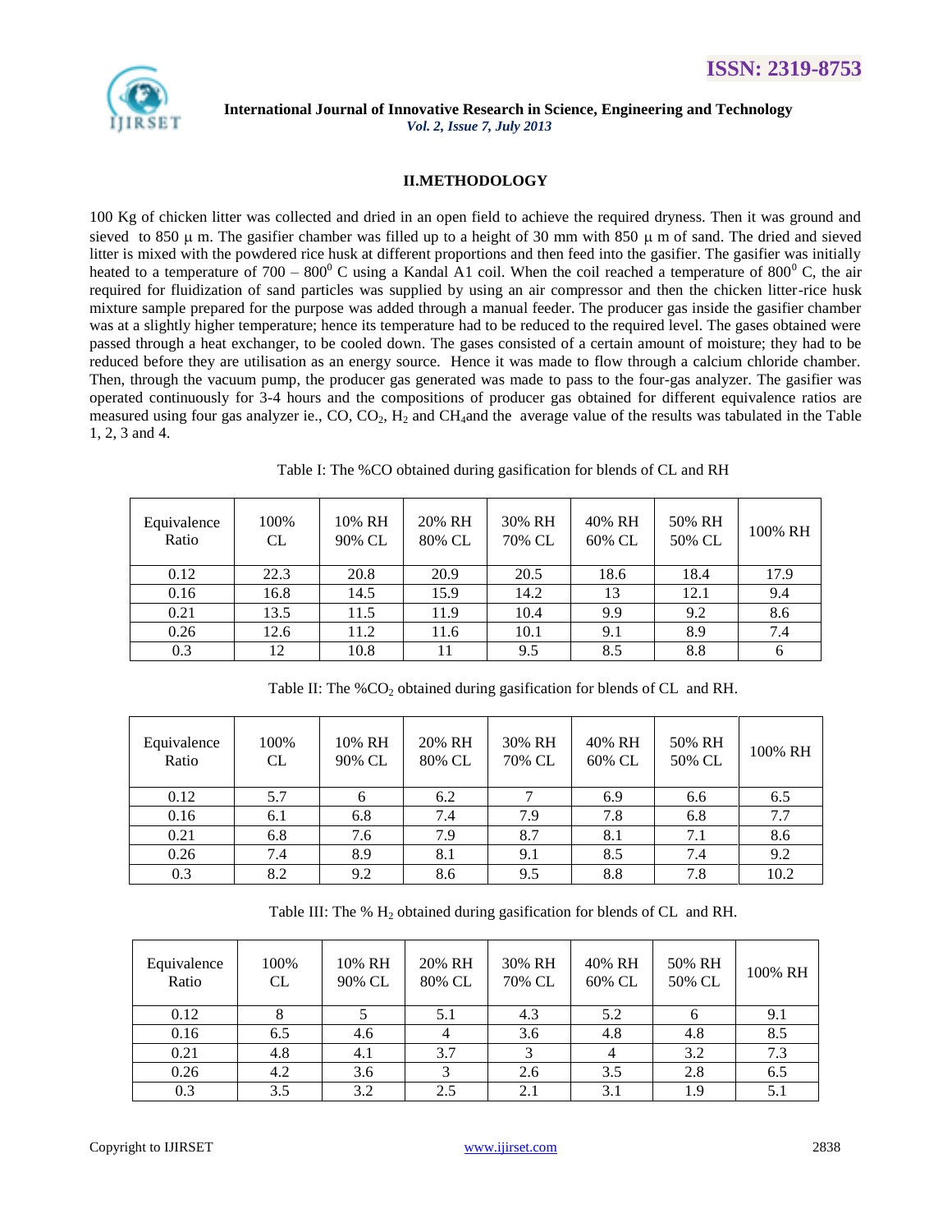## II.METHODOLOGY

100 Kg of chicken litter was collected and dried in an open field to achieve the required dryness. Then it was ground and sieved to 850 μ m. The gasifier chamber was filled up to a height of 30 mm with 850 μ m of sand. The dried and sieved litter is mixed with the powdered rice husk at different proportions and then feed into the gasifier. The gasifier was initially heated to a temperature of 700 – 800$^0$ C using a Kandal A1 coil. When the coil reached a temperature of 800$^0$ C, the air required for fluidization of sand particles was supplied by using an air compressor and then the chicken litter-rice husk mixture sample prepared for the purpose was added through a manual feeder. The producer gas inside the gasifier chamber was at a slightly higher temperature; hence its temperature had to be reduced to the required level. The gases obtained were passed through a heat exchanger, to be cooled down. The gases consisted of a certain amount of moisture; they had to be reduced before they are utilisation as an energy source. Hence it was made to flow through a calcium chloride chamber. Then, through the vacuum pump, the producer gas generated was made to pass to the four-gas analyzer. The gasifier was operated continuously for 3-4 hours and the compositions of producer gas obtained for different equivalence ratios are measured using four gas analyzer ie., CO, $CO_2$, $H_2$ and $CH_4$and the average value of the results was tabulated in the Table 1, 2, 3 and 4.

Table I: The %CO obtained during gasification for blends of CL and RH

| Equivalence Ratio | 100% CL | 10% RH 90% CL | 20% RH 80% CL | 30% RH 70% CL | 40% RH 60% CL | 50% RH 50% CL | 100% RH |
|---|---|---|---|---|---|---|---|
| 0.12 | 22.3 | 20.8 | 20.9 | 20.5 | 18.6 | 18.4 | 17.9 |
| 0.16 | 16.8 | 14.5 | 15.9 | 14.2 | 13 | 12.1 | 9.4 |
| 0.21 | 13.5 | 11.5 | 11.9 | 10.4 | 9.9 | 9.2 | 8.6 |
| 0.26 | 12.6 | 11.2 | 11.6 | 10.1 | 9.1 | 8.9 | 7.4 |
| 0.3 | 12 | 10.8 | 11 | 9.5 | 8.5 | 8.8 | 6 |

Table II: The %$CO_2$ obtained during gasification for blends of CL and RH.

| Equivalence Ratio | 100% CL | 10% RH 90% CL | 20% RH 80% CL | 30% RH 70% CL | 40% RH 60% CL | 50% RH 50% CL | 100% RH |
|---|---|---|---|---|---|---|---|
| 0.12 | 5.7 | 6 | 6.2 | 7 | 6.9 | 6.6 | 6.5 |
| 0.16 | 6.1 | 6.8 | 7.4 | 7.9 | 7.8 | 6.8 | 7.7 |
| 0.21 | 6.8 | 7.6 | 7.9 | 8.7 | 8.1 | 7.1 | 8.6 |
| 0.26 | 7.4 | 8.9 | 8.1 | 9.1 | 8.5 | 7.4 | 9.2 |
| 0.3 | 8.2 | 9.2 | 8.6 | 9.5 | 8.8 | 7.8 | 10.2 |

Table III: The % $H_2$ obtained during gasification for blends of CL and RH.

| Equivalence Ratio | 100% CL | 10% RH 90% CL | 20% RH 80% CL | 30% RH 70% CL | 40% RH 60% CL | 50% RH 50% CL | 100% RH |
|---|---|---|---|---|---|---|---|
| 0.12 | 8 | 5 | 5.1 | 4.3 | 5.2 | 6 | 9.1 |
| 0.16 | 6.5 | 4.6 | 4 | 3.6 | 4.8 | 4.8 | 8.5 |
| 0.21 | 4.8 | 4.1 | 3.7 | 3 | 4 | 3.2 | 7.3 |
| 0.26 | 4.2 | 3.6 | 3 | 2.6 | 3.5 | 2.8 | 6.5 |
| 0.3 | 3.5 | 3.2 | 2.5 | 2.1 | 3.1 | 1.9 | 5.1 |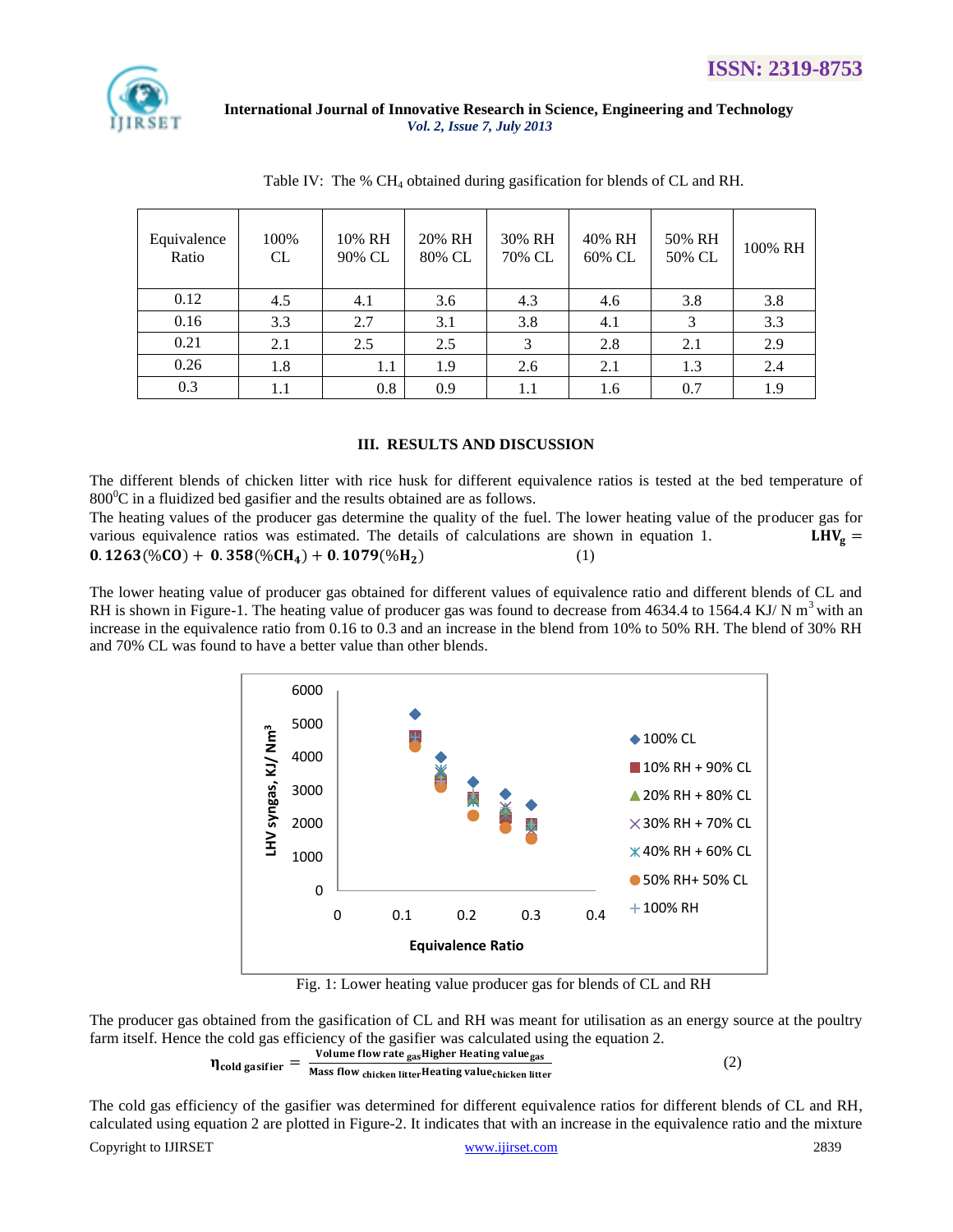Table IV: The % $CH_4$ obtained during gasification for blends of CL and RH.

| Equivalence Ratio | 100% CL | 10% RH 90% CL | 20% RH 80% CL | 30% RH 70% CL | 40% RH 60% CL | 50% RH 50% CL | 100% RH |
|---|---|---|---|---|---|---|---|
| 0.12 | 4.5 | 4.1 | 3.6 | 4.3 | 4.6 | 3.8 | 3.8 |
| 0.16 | 3.3 | 2.7 | 3.1 | 3.8 | 4.1 | 3 | 3.3 |
| 0.21 | 2.1 | 2.5 | 2.5 | 3 | 2.8 | 2.1 | 2.9 |
| 0.26 | 1.8 | 1.1 | 1.9 | 2.6 | 2.1 | 1.3 | 2.4 |
| 0.3 | 1.1 | 0.8 | 0.9 | 1.1 | 1.6 | 0.7 | 1.9 |

## III. RESULTS AND DISCUSSION

The different blends of chicken litter with rice husk for different equivalence ratios is tested at the bed temperature of $800^0$C in a fluidized bed gasifier and the results obtained are as follows.

The heating values of the producer gas determine the quality of the fuel. The lower heating value of the producer gas for various equivalence ratios was estimated. The details of calculations are shown in equation 1.

$$\mathbf{LHV_g} = \mathbf{0.1263(\%CO) + 0.358(\%CH_4) + 0.1079(\%H_2)} \quad (1)$$

The lower heating value of producer gas obtained for different values of equivalence ratio and different blends of CL and RH is shown in Figure-1. The heating value of producer gas was found to decrease from 4634.4 to 1564.4 KJ/ N $m^3$ with an increase in the equivalence ratio from 0.16 to 0.3 and an increase in the blend from 10% to 50% RH. The blend of 30% RH and 70% CL was found to have a better value than other blends.

LHV syngas, KJ/ Nm³
6000
5000
4000
3000
2000
1000
0
0
0.1
0.2
0.3
0.4
Equivalence Ratio
100% CL
10% RH + 90% CL
20% RH + 80% CL
30% RH + 70% CL
40% RH + 60% CL
50% RH+ 50% CL
100% RH

Fig. 1: Lower heating value producer gas for blends of CL and RH

The producer gas obtained from the gasification of CL and RH was meant for utilisation as an energy source at the poultry farm itself. Hence the cold gas efficiency of the gasifier was calculated using the equation 2.

$$\eta_{\text{cold gasifier}} = \frac{\text{Volume flow rate}_{\text{gas}} \text{Higher Heating value}_{\text{gas}}}{\text{Mass flow}_{\text{chicken litter}} \text{Heating value}_{\text{chicken litter}}} \quad (2)$$

The cold gas efficiency of the gasifier was determined for different equivalence ratios for different blends of CL and RH, calculated using equation 2 are plotted in Figure-2. It indicates that with an increase in the equivalence ratio and the mixture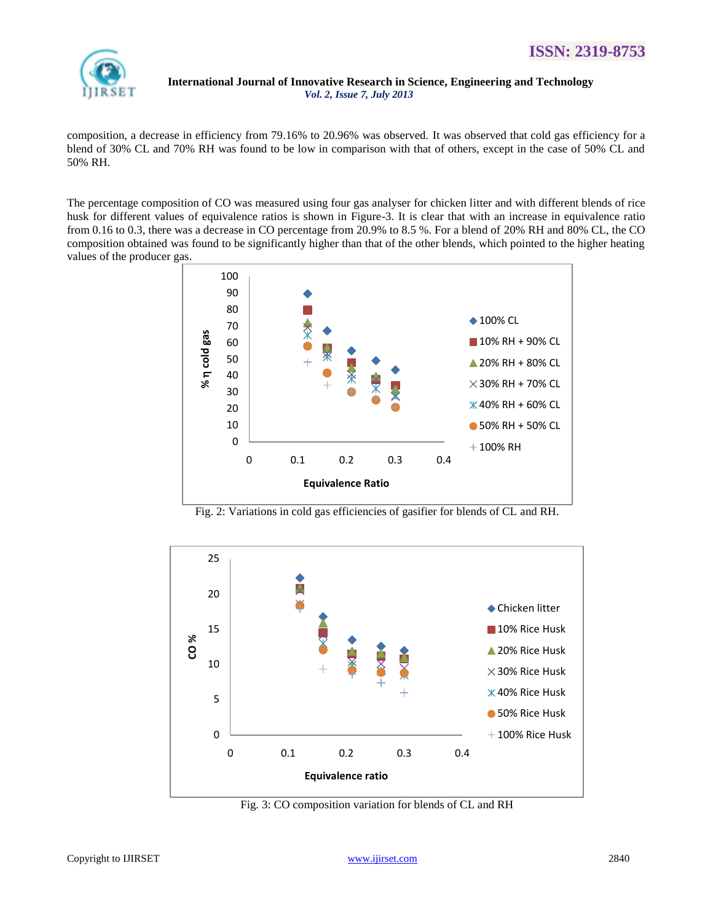composition, a decrease in efficiency from 79.16% to 20.96% was observed. It was observed that cold gas efficiency for a blend of 30% CL and 70% RH was found to be low in comparison with that of others, except in the case of 50% CL and 50% RH.

The percentage composition of CO was measured using four gas analyser for chicken litter and with different blends of rice husk for different values of equivalence ratios is shown in Figure-3. It is clear that with an increase in equivalence ratio from 0.16 to 0.3, there was a decrease in CO percentage from 20.9% to 8.5 %. For a blend of 20% RH and 80% CL, the CO composition obtained was found to be significantly higher than that of the other blends, which pointed to the higher heating values of the producer gas.

% η cold gas

100
90
80
70
60
50
40
30
20
10
0

0
0.1
0.2
0.3
0.4

Equivalence Ratio

100% CL
10% RH + 90% CL
20% RH + 80% CL
30% RH + 70% CL
40% RH + 60% CL
50% RH + 50% CL
100% RH

Fig. 2: Variations in cold gas efficiencies of gasifier for blends of CL and RH.

CO %

25
20
15
10
5
0

0
0.1
0.2
0.3
0.4

Equivalence ratio

Chicken litter
10% Rice Husk
20% Rice Husk
30% Rice Husk
40% Rice Husk
50% Rice Husk
100% Rice Husk

Fig. 3: CO composition variation for blends of CL and RH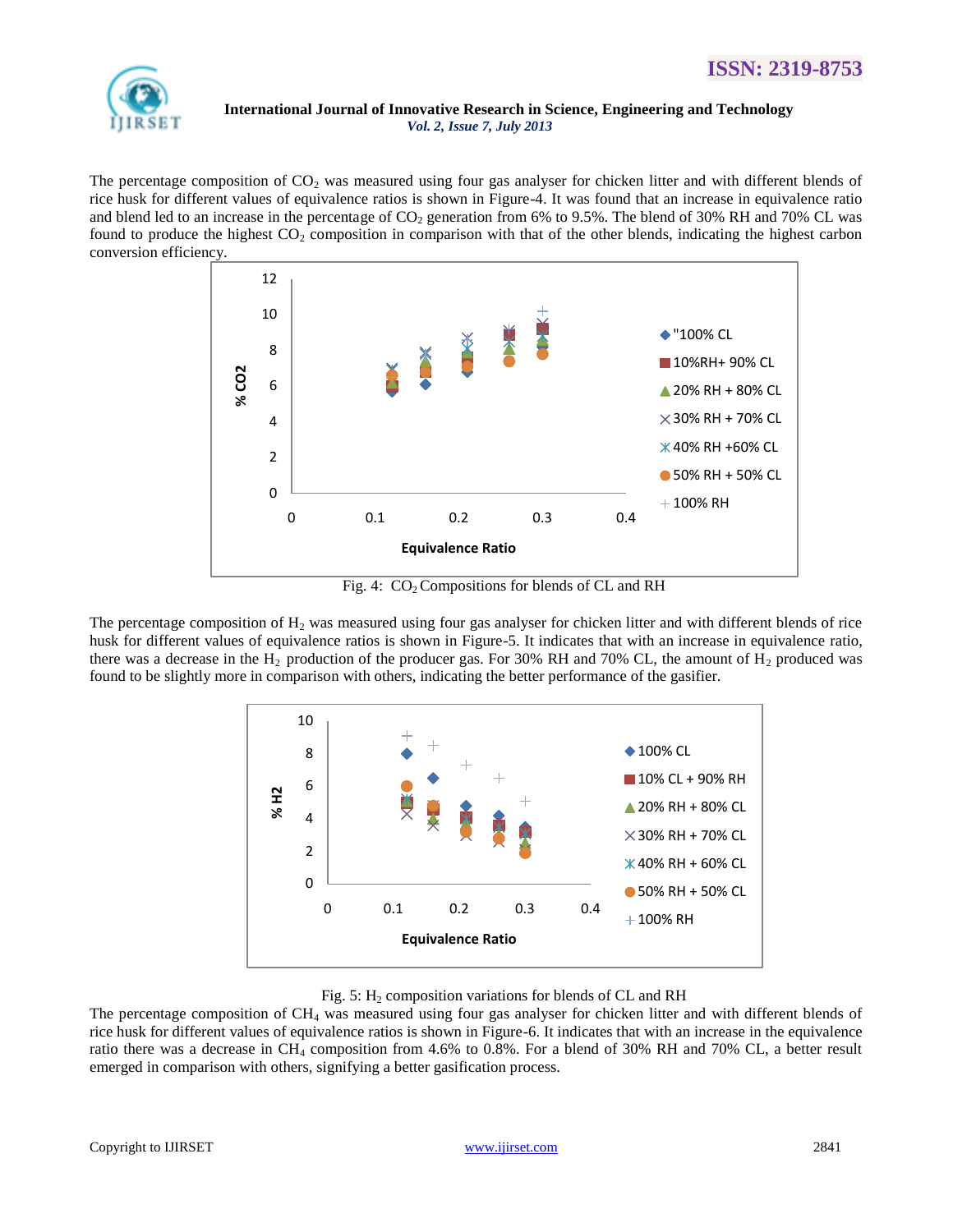The percentage composition of $CO_2$ was measured using four gas analyser for chicken litter and with different blends of rice husk for different values of equivalence ratios is shown in Figure-4. It was found that an increase in equivalence ratio and blend led to an increase in the percentage of $CO_2$ generation from 6% to 9.5%. The blend of 30% RH and 70% CL was found to produce the highest $CO_2$ composition in comparison with that of the other blends, indicating the highest carbon conversion efficiency.

% CO2

12
10
8
6
4
2
0

0
0.1
0.2
0.3
0.4

Equivalence Ratio

"100% CL
10%RH+ 90% CL
20% RH + 80% CL
30% RH + 70% CL
40% RH +60% CL
50% RH + 50% CL
100% RH

Fig. 4: $CO_2$ Compositions for blends of CL and RH

The percentage composition of $H_2$ was measured using four gas analyser for chicken litter and with different blends of rice husk for different values of equivalence ratios is shown in Figure-5. It indicates that with an increase in equivalence ratio, there was a decrease in the $H_2$ production of the producer gas. For 30% RH and 70% CL, the amount of $H_2$ produced was found to be slightly more in comparison with others, indicating the better performance of the gasifier.

% H2

10
8
6
4
2
0

0
0.1
0.2
0.3
0.4

Equivalence Ratio

100% CL
10% CL + 90% RH
20% RH + 80% CL
30% RH + 70% CL
40% RH + 60% CL
50% RH + 50% CL
100% RH

Fig. 5: $H_2$ composition variations for blends of CL and RH

The percentage composition of $CH_4$ was measured using four gas analyser for chicken litter and with different blends of rice husk for different values of equivalence ratios is shown in Figure-6. It indicates that with an increase in the equivalence ratio there was a decrease in $CH_4$ composition from 4.6% to 0.8%. For a blend of 30% RH and 70% CL, a better result emerged in comparison with others, signifying a better gasification process.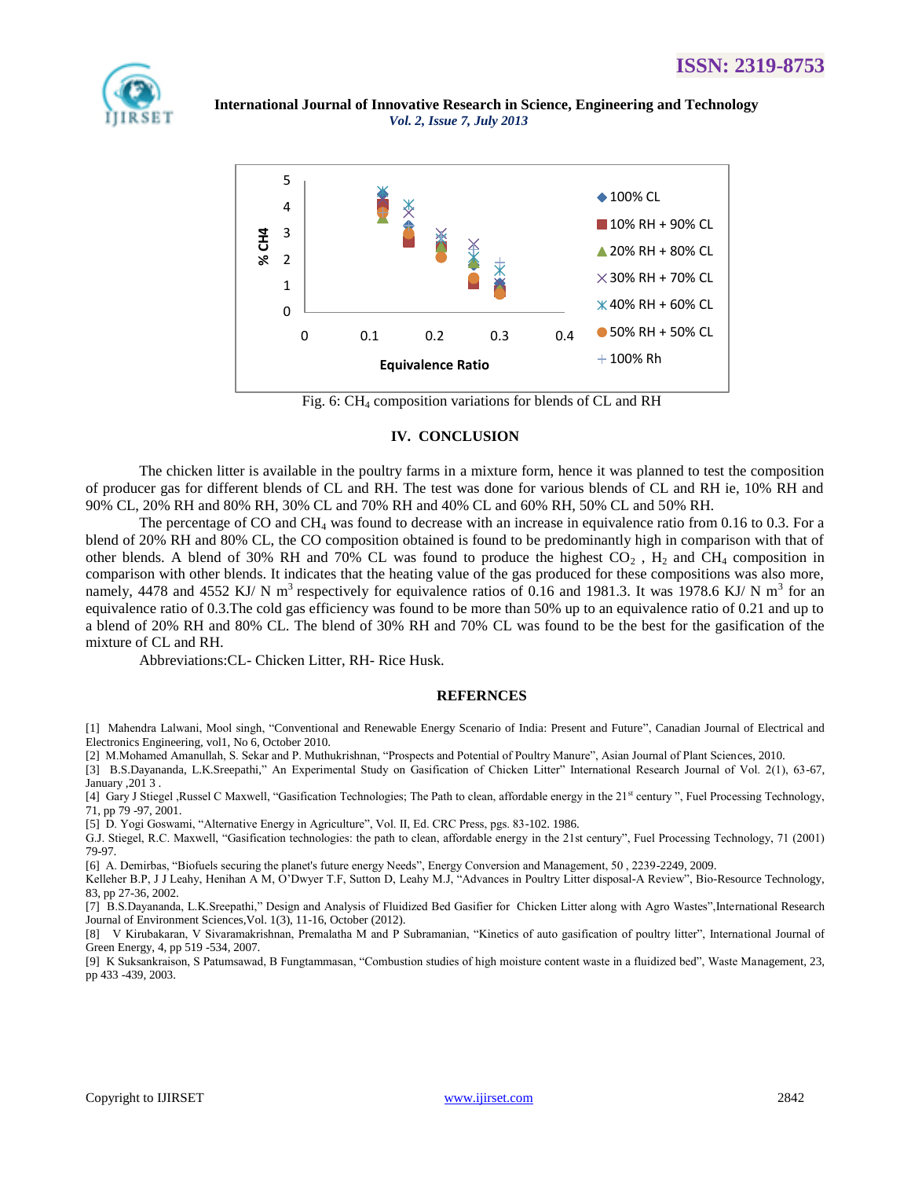5
4
3
2
1
0

% CH4

0
0.1
0.2
0.3
0.4

Equivalence Ratio

100% CL
10% RH + 90% CL
20% RH + 80% CL
30% RH + 70% CL
40% RH + 60% CL
50% RH + 50% CL
100% Rh

Fig. 6: $CH_4$ composition variations for blends of CL and RH

## IV. CONCLUSION

The chicken litter is available in the poultry farms in a mixture form, hence it was planned to test the composition of producer gas for different blends of CL and RH. The test was done for various blends of CL and RH ie, 10% RH and 90% CL, 20% RH and 80% RH, 30% CL and 70% RH and 40% CL and 60% RH, 50% CL and 50% RH.

The percentage of CO and $CH_4$ was found to decrease with an increase in equivalence ratio from 0.16 to 0.3. For a blend of 20% RH and 80% CL, the CO composition obtained is found to be predominantly high in comparison with that of other blends. A blend of 30% RH and 70% CL was found to produce the highest $CO_2$ , $H_2$ and $CH_4$ composition in comparison with other blends. It indicates that the heating value of the gas produced for these compositions was also more, namely, 4478 and 4552 KJ/ N $m^3$ respectively for equivalence ratios of 0.16 and 1981.3. It was 1978.6 KJ/ N $m^3$ for an equivalence ratio of 0.3.The cold gas efficiency was found to be more than 50% up to an equivalence ratio of 0.21 and up to a blend of 20% RH and 80% CL. The blend of 30% RH and 70% CL was found to be the best for the gasification of the mixture of CL and RH.

Abbreviations:CL- Chicken Litter, RH- Rice Husk.

## REFERNCES

[1] Mahendra Lalwani, Mool singh, "Conventional and Renewable Energy Scenario of India: Present and Future", Canadian Journal of Electrical and Electronics Engineering, vol1, No 6, October 2010.

[2] M.Mohamed Amanullah, S. Sekar and P. Muthukrishnan, "Prospects and Potential of Poultry Manure", Asian Journal of Plant Sciences, 2010.

[3] B.S.Dayananda, L.K.Sreepathi," An Experimental Study on Gasification of Chicken Litter" International Research Journal of Vol. 2(1), 63-67, January ,201 3 .

[4] Gary J Stiegel ,Russel C Maxwell, "Gasification Technologies; The Path to clean, affordable energy in the 21st century ", Fuel Processing Technology, 71, pp 79 -97, 2001.

[5] D. Yogi Goswami, "Alternative Energy in Agriculture", Vol. II, Ed. CRC Press, pgs. 83-102. 1986.

G.J. Stiegel, R.C. Maxwell, "Gasification technologies: the path to clean, affordable energy in the 21st century", Fuel Processing Technology, 71 (2001) 79-97.

[6] A. Demirbas, "Biofuels securing the planet's future energy Needs", Energy Conversion and Management, 50 , 2239-2249, 2009.

Kelleher B.P, J J Leahy, Henihan A M, O'Dwyer T.F, Sutton D, Leahy M.J, "Advances in Poultry Litter disposal-A Review", Bio-Resource Technology, 83, pp 27-36, 2002.

[7] B.S.Dayananda, L.K.Sreepathi," Design and Analysis of Fluidized Bed Gasifier for Chicken Litter along with Agro Wastes",International Research Journal of Environment Sciences,Vol. 1(3), 11-16, October (2012).

[8] V Kirubakaran, V Sivaramakrishnan, Premalatha M and P Subramanian, "Kinetics of auto gasification of poultry litter", International Journal of Green Energy, 4, pp 519 -534, 2007.

[9] K Suksankraison, S Patumsawad, B Fungtammasan, "Combustion studies of high moisture content waste in a fluidized bed", Waste Management, 23, pp 433 -439, 2003.